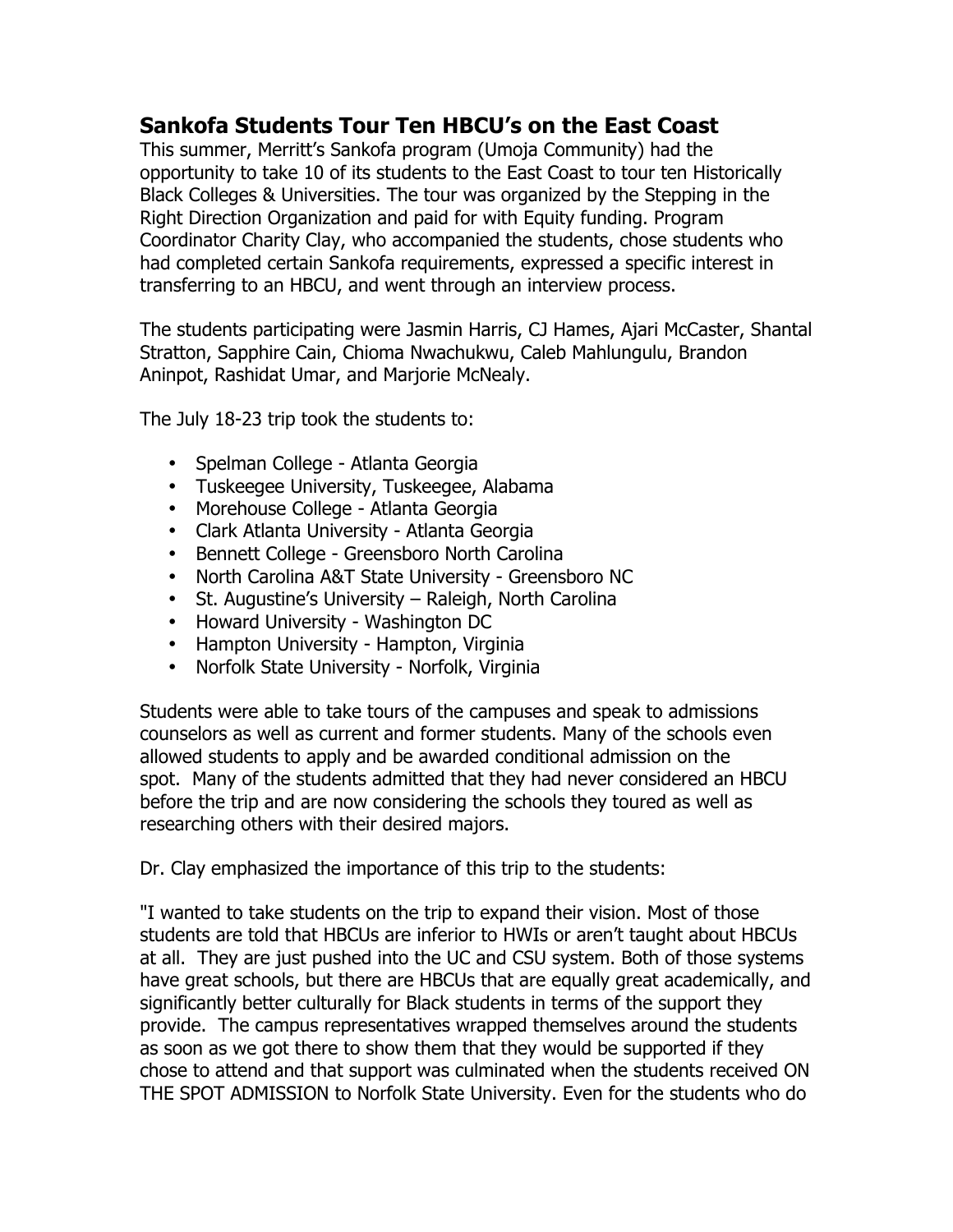## Sankofa Students Tour Ten HBCU's on the East Coast

This summer, Merritt's Sankofa program (Umoja Community) had the opportunity to take 10 of its students to the East Coast to tour ten Historically Black Colleges & Universities. The tour was organized by the Stepping in the Right Direction Organization and paid for with Equity funding. Program Coordinator Charity Clay, who accompanied the students, chose students who had completed certain Sankofa requirements, expressed a specific interest in transferring to an HBCU, and went through an interview process.

The students participating were Jasmin Harris, CJ Hames, Ajari McCaster, Shantal Stratton, Sapphire Cain, Chioma Nwachukwu, Caleb Mahlungulu, Brandon Aninpot, Rashidat Umar, and Marjorie McNealy.

The July 18-23 trip took the students to:

- Spelman College - Atlanta Georgia
- Tuskeegee University, Tuskeegee, Alabama
- Morehouse College - Atlanta Georgia
- Clark Atlanta University - Atlanta Georgia
- Bennett College - Greensboro North Carolina
- North Carolina A&T State University - Greensboro NC
- St. Augustine's University – Raleigh, North Carolina
- Howard University - Washington DC
- Hampton University - Hampton, Virginia
- Norfolk State University - Norfolk, Virginia

Students were able to take tours of the campuses and speak to admissions counselors as well as current and former students. Many of the schools even allowed students to apply and be awarded conditional admission on the spot. Many of the students admitted that they had never considered an HBCU before the trip and are now considering the schools they toured as well as researching others with their desired majors.

Dr. Clay emphasized the importance of this trip to the students:

"I wanted to take students on the trip to expand their vision. Most of those students are told that HBCUs are inferior to HWIs or aren't taught about HBCUs at all. They are just pushed into the UC and CSU system. Both of those systems have great schools, but there are HBCUs that are equally great academically, and significantly better culturally for Black students in terms of the support they provide. The campus representatives wrapped themselves around the students as soon as we got there to show them that they would be supported if they chose to attend and that support was culminated when the students received ON THE SPOT ADMISSION to Norfolk State University. Even for the students who do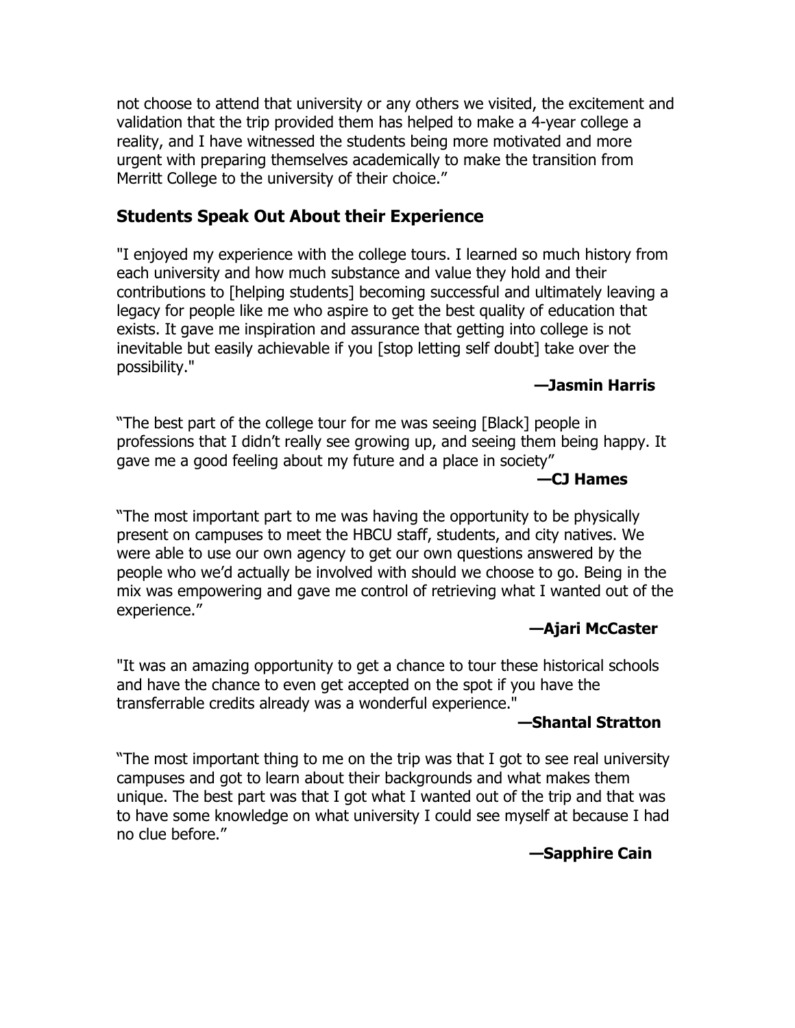not choose to attend that university or any others we visited, the excitement and validation that the trip provided them has helped to make a 4-year college a reality, and I have witnessed the students being more motivated and more urgent with preparing themselves academically to make the transition from Merritt College to the university of their choice."

## Students Speak Out About their Experience

"I enjoyed my experience with the college tours. I learned so much history from each university and how much substance and value they hold and their contributions to [helping students] becoming successful and ultimately leaving a legacy for people like me who aspire to get the best quality of education that exists. It gave me inspiration and assurance that getting into college is not inevitable but easily achievable if you [stop letting self doubt] take over the possibility."

**—Jasmin Harris**

"The best part of the college tour for me was seeing [Black] people in professions that I didn't really see growing up, and seeing them being happy. It gave me a good feeling about my future and a place in society"

**—CJ Hames**

"The most important part to me was having the opportunity to be physically present on campuses to meet the HBCU staff, students, and city natives. We were able to use our own agency to get our own questions answered by the people who we'd actually be involved with should we choose to go. Being in the mix was empowering and gave me control of retrieving what I wanted out of the experience."

**—Ajari McCaster**

"It was an amazing opportunity to get a chance to tour these historical schools and have the chance to even get accepted on the spot if you have the transferrable credits already was a wonderful experience."

**—Shantal Stratton**

"The most important thing to me on the trip was that I got to see real university campuses and got to learn about their backgrounds and what makes them unique. The best part was that I got what I wanted out of the trip and that was to have some knowledge on what university I could see myself at because I had no clue before."

**—Sapphire Cain**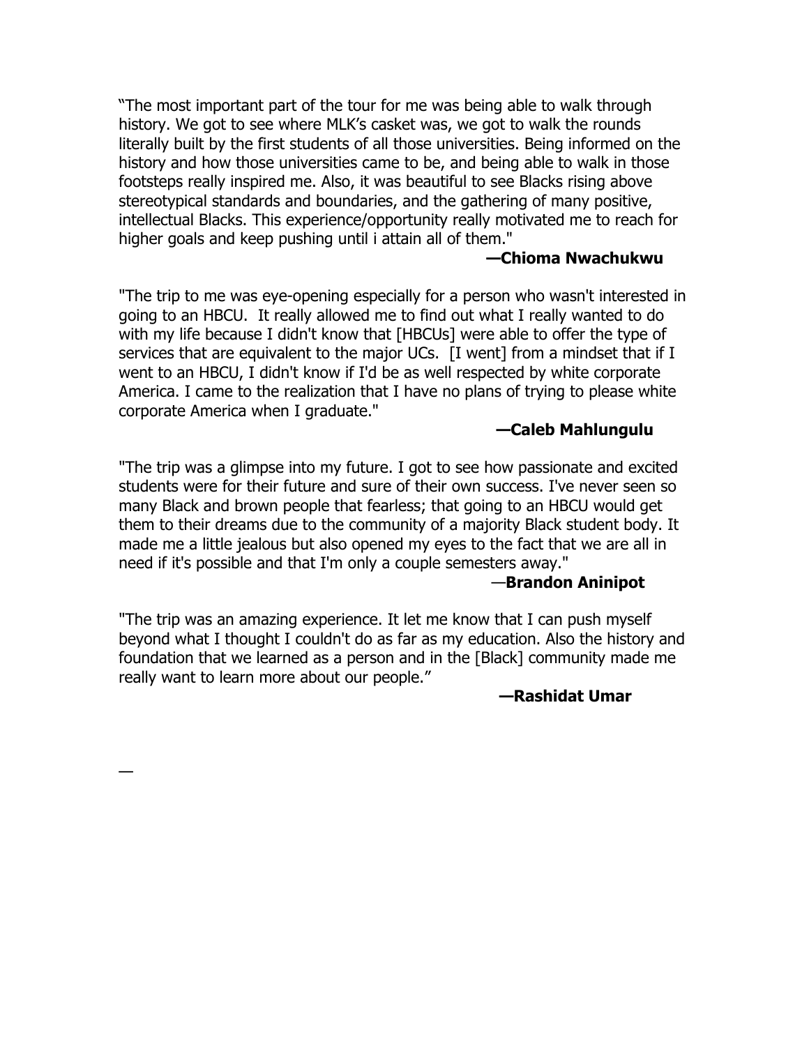"The most important part of the tour for me was being able to walk through history. We got to see where MLK's casket was, we got to walk the rounds literally built by the first students of all those universities. Being informed on the history and how those universities came to be, and being able to walk in those footsteps really inspired me. Also, it was beautiful to see Blacks rising above stereotypical standards and boundaries, and the gathering of many positive, intellectual Blacks. This experience/opportunity really motivated me to reach for higher goals and keep pushing until i attain all of them."

**—Chioma Nwachukwu**

"The trip to me was eye-opening especially for a person who wasn't interested in going to an HBCU. It really allowed me to find out what I really wanted to do with my life because I didn't know that [HBCUs] were able to offer the type of services that are equivalent to the major UCs. [I went] from a mindset that if I went to an HBCU, I didn't know if I'd be as well respected by white corporate America. I came to the realization that I have no plans of trying to please white corporate America when I graduate."

**—Caleb Mahlungulu**

"The trip was a glimpse into my future. I got to see how passionate and excited students were for their future and sure of their own success. I've never seen so many Black and brown people that fearless; that going to an HBCU would get them to their dreams due to the community of a majority Black student body. It made me a little jealous but also opened my eyes to the fact that we are all in need if it's possible and that I'm only a couple semesters away."

—**Brandon Aninipot**

"The trip was an amazing experience. It let me know that I can push myself beyond what I thought I couldn't do as far as my education. Also the history and foundation that we learned as a person and in the [Black] community made me really want to learn more about our people."

**—Rashidat Umar**

—